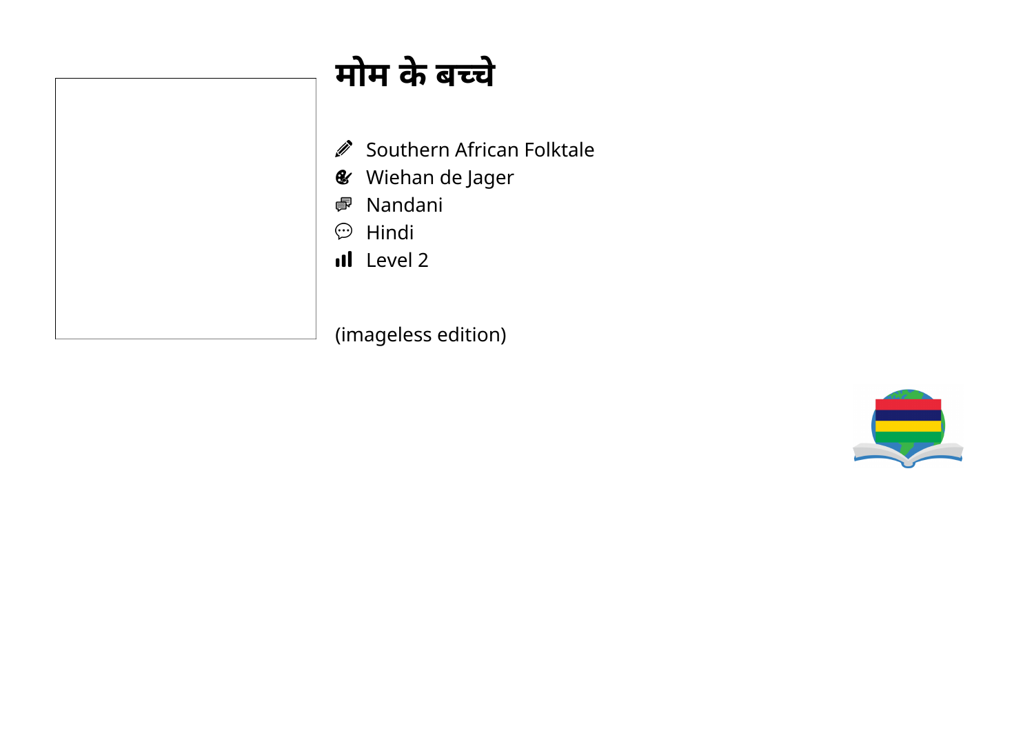# मोम के बच्चे

- Southern African Folktale
- Wiehan de Jager
- Nandani
- Hindi
- Level 2

(imageless edition)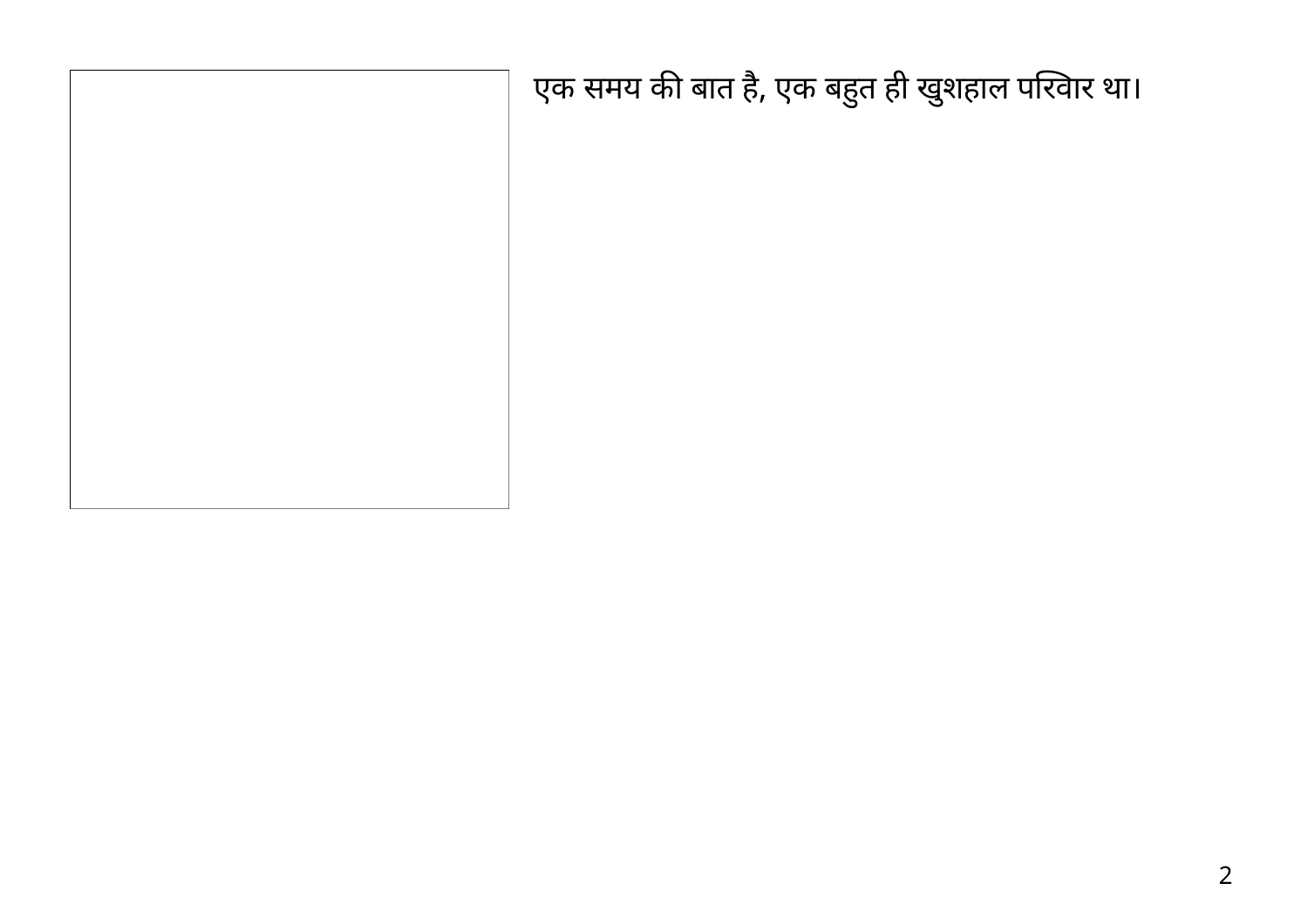एक समय की बात है, एक बहुत ही खुशहाल परिवार था।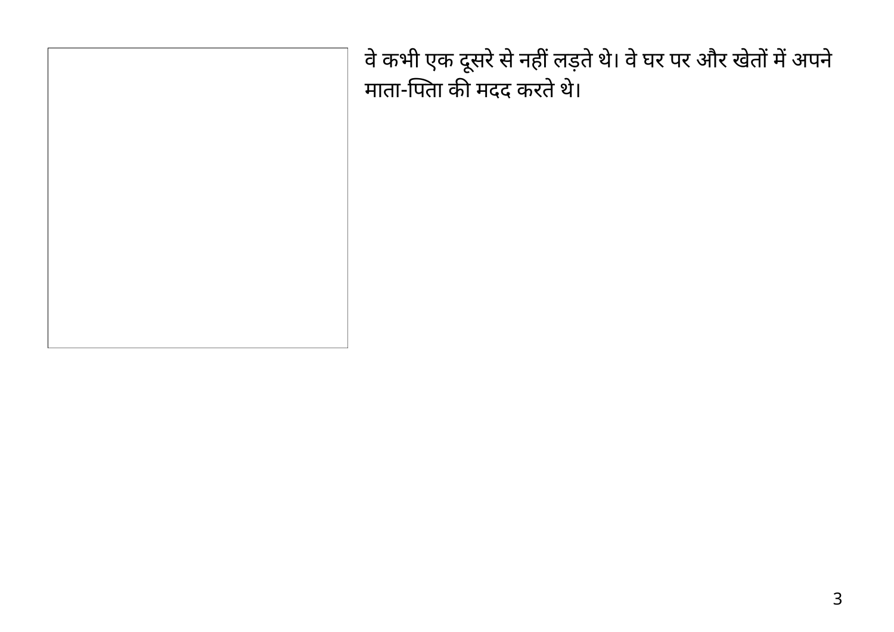वे कभी एक दूसरे से नहीं लड़ते थे। वे घर पर और खेतों में अपने माता-पिता की मदद करते थे।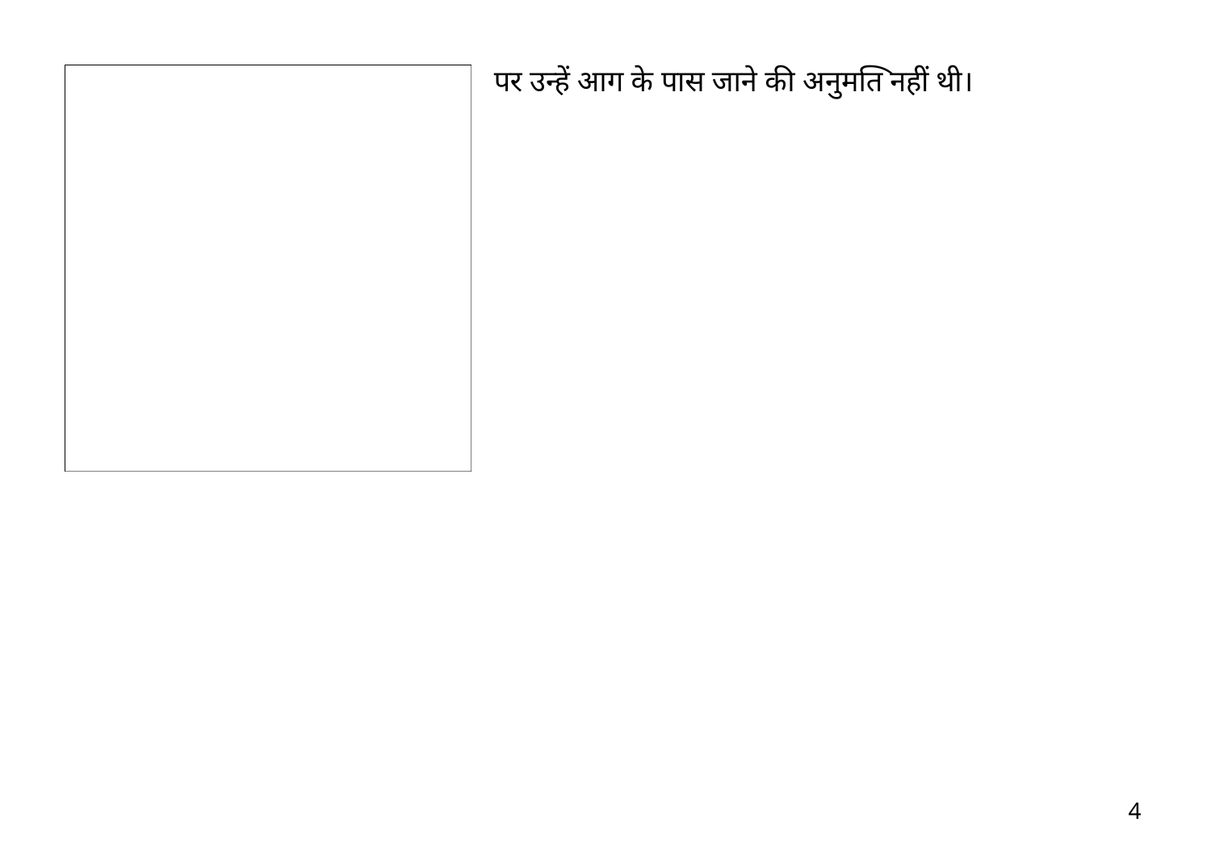पर उन्हें आग के पास जाने की अनुमति नहीं थी।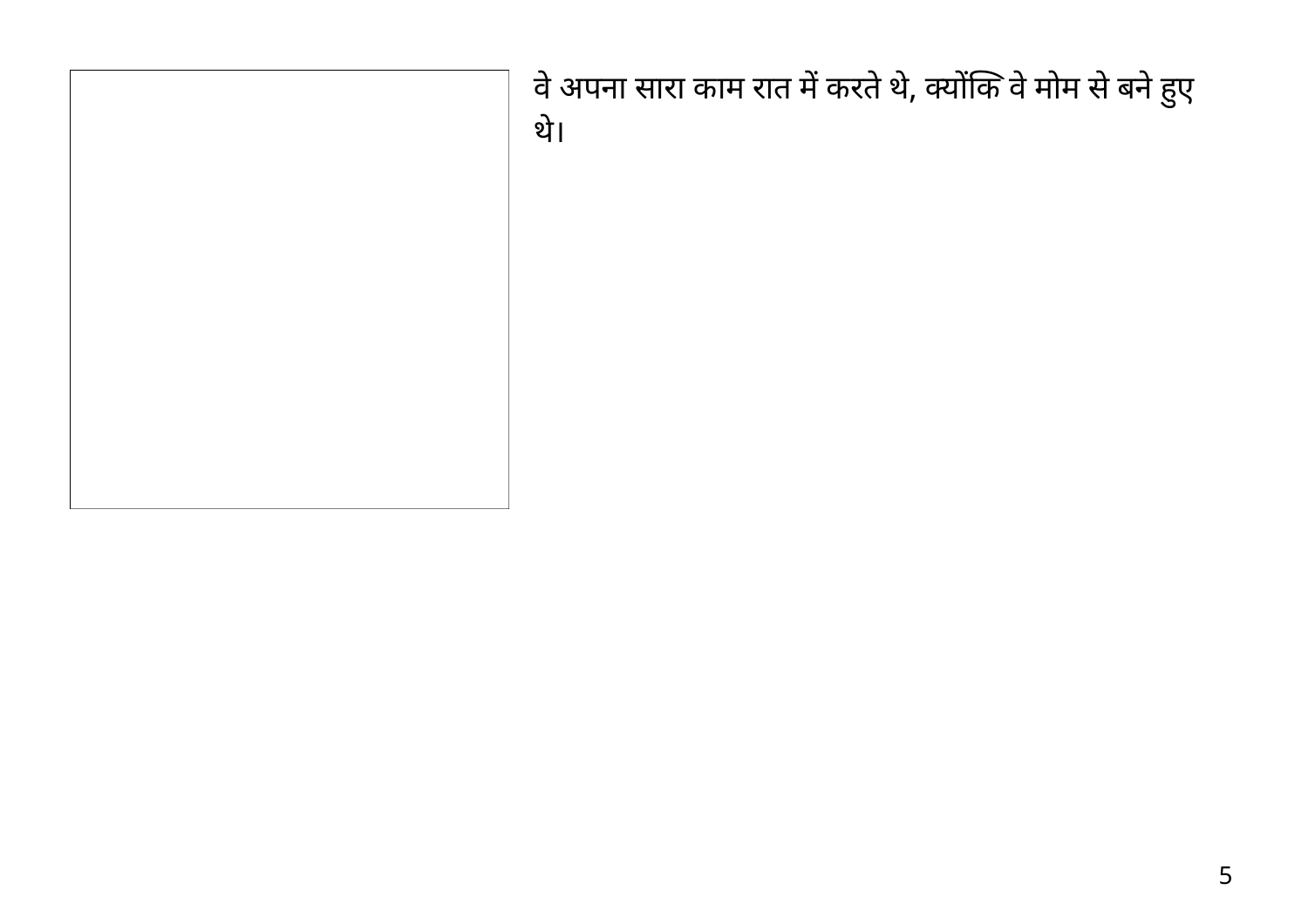वे अपना सारा काम रात में करते थे, क्योंकि वे मोम से बने हुए थे।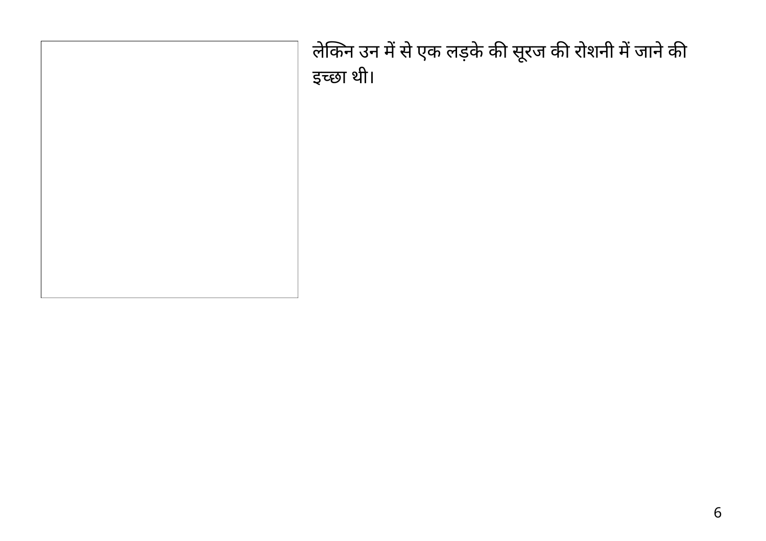लेकिन उन में से एक लड़के की सूरज की रोशनी में जाने की इच्छा थी।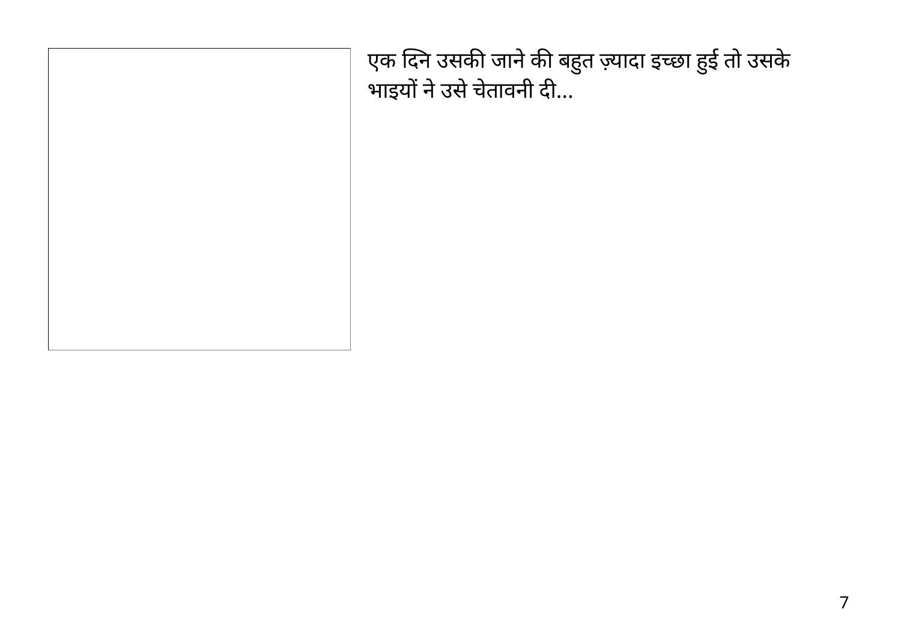एक दिन उसकी जाने की बहुत ज़्यादा इच्छा हुई तो उसके भाइयों ने उसे चेतावनी दी...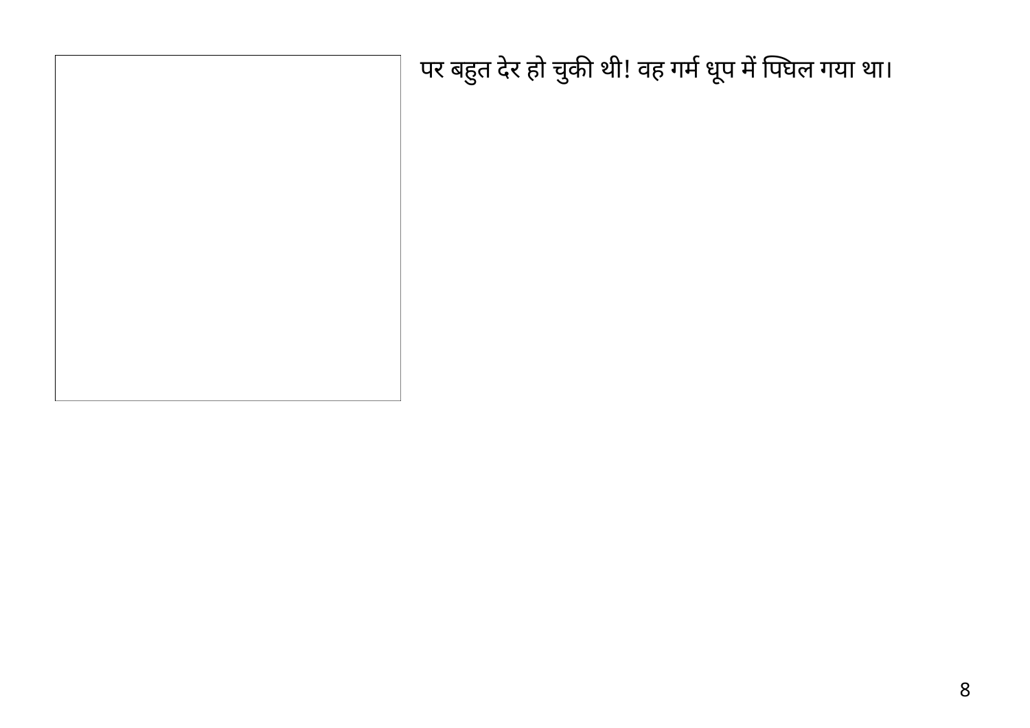पर बहुत देर हो चुकी थी! वह गर्म धूप में पिघल गया था।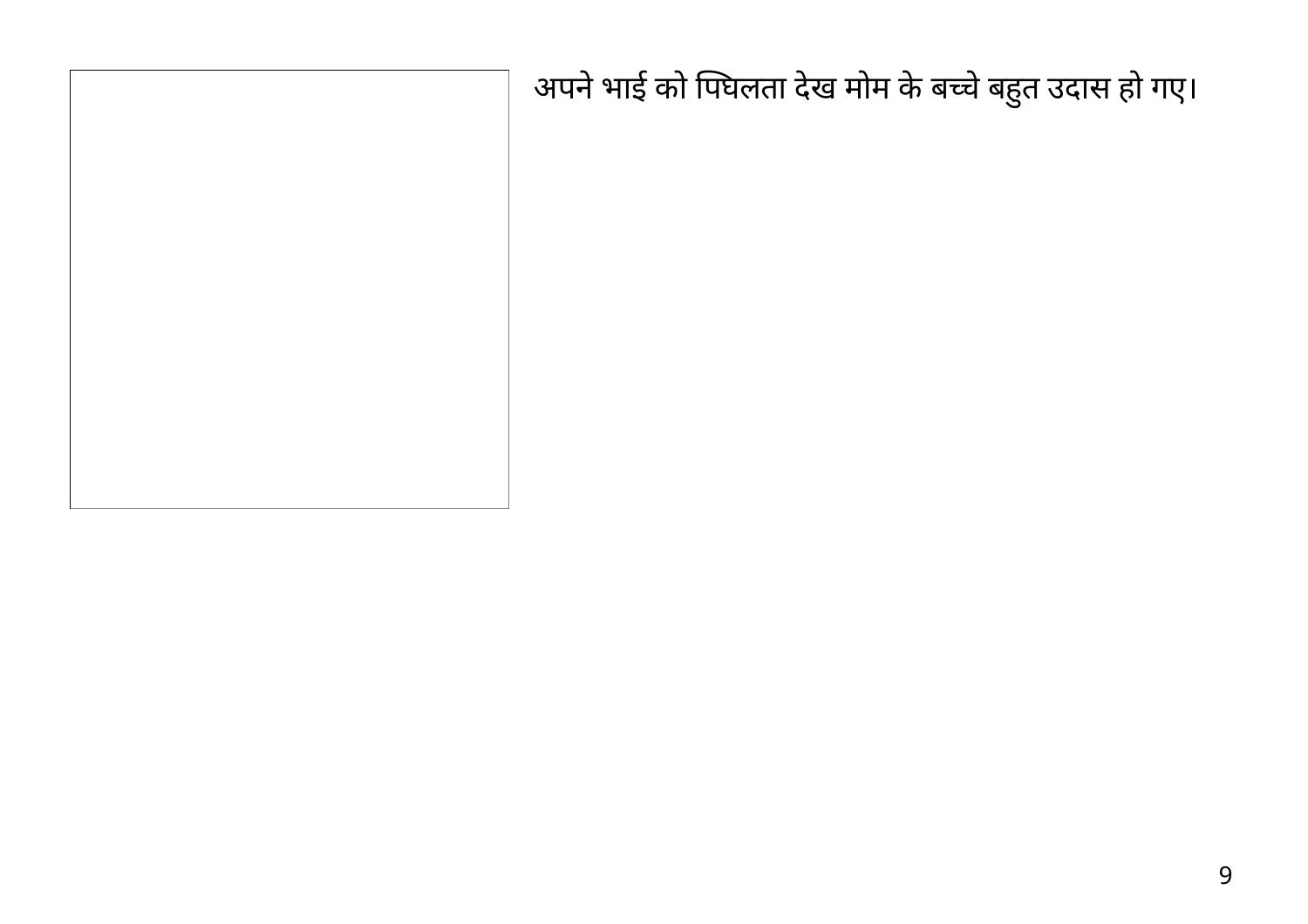अपने भाई को पिघलता देख मोम के बच्चे बहुत उदास हो गए।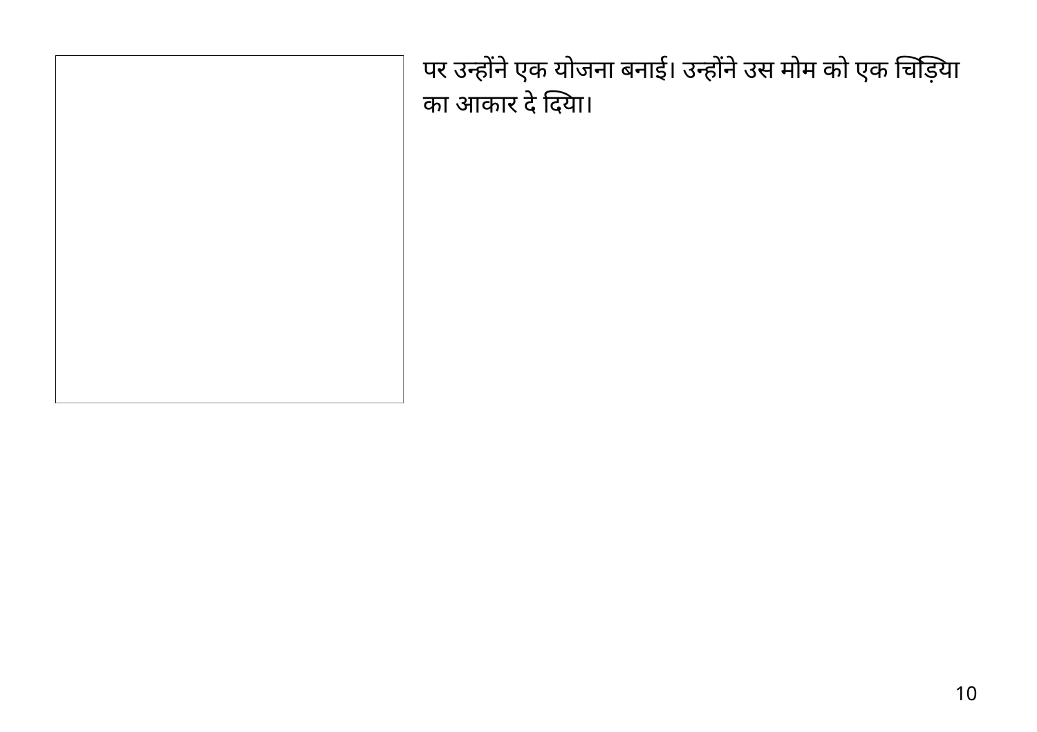पर उन्होंने एक योजना बनाई। उन्होंने उस मोम को एक चिड़िया का आकार दे दिया।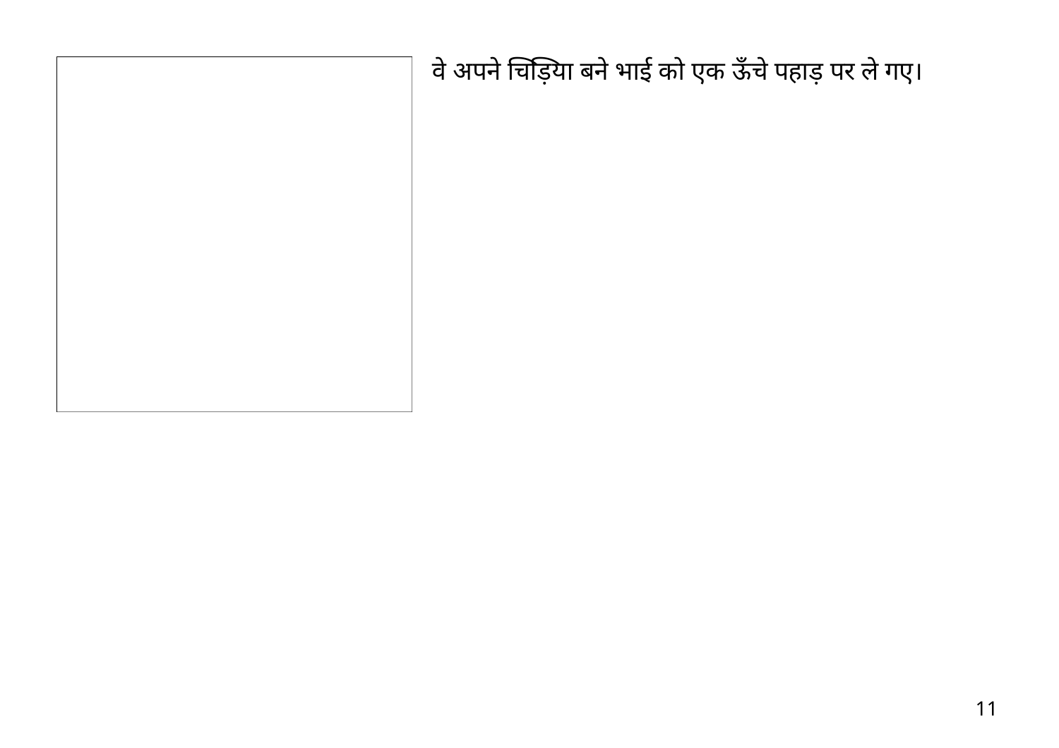वे अपने चिड़िया बने भाई को एक ऊँचे पहाड़ पर ले गए।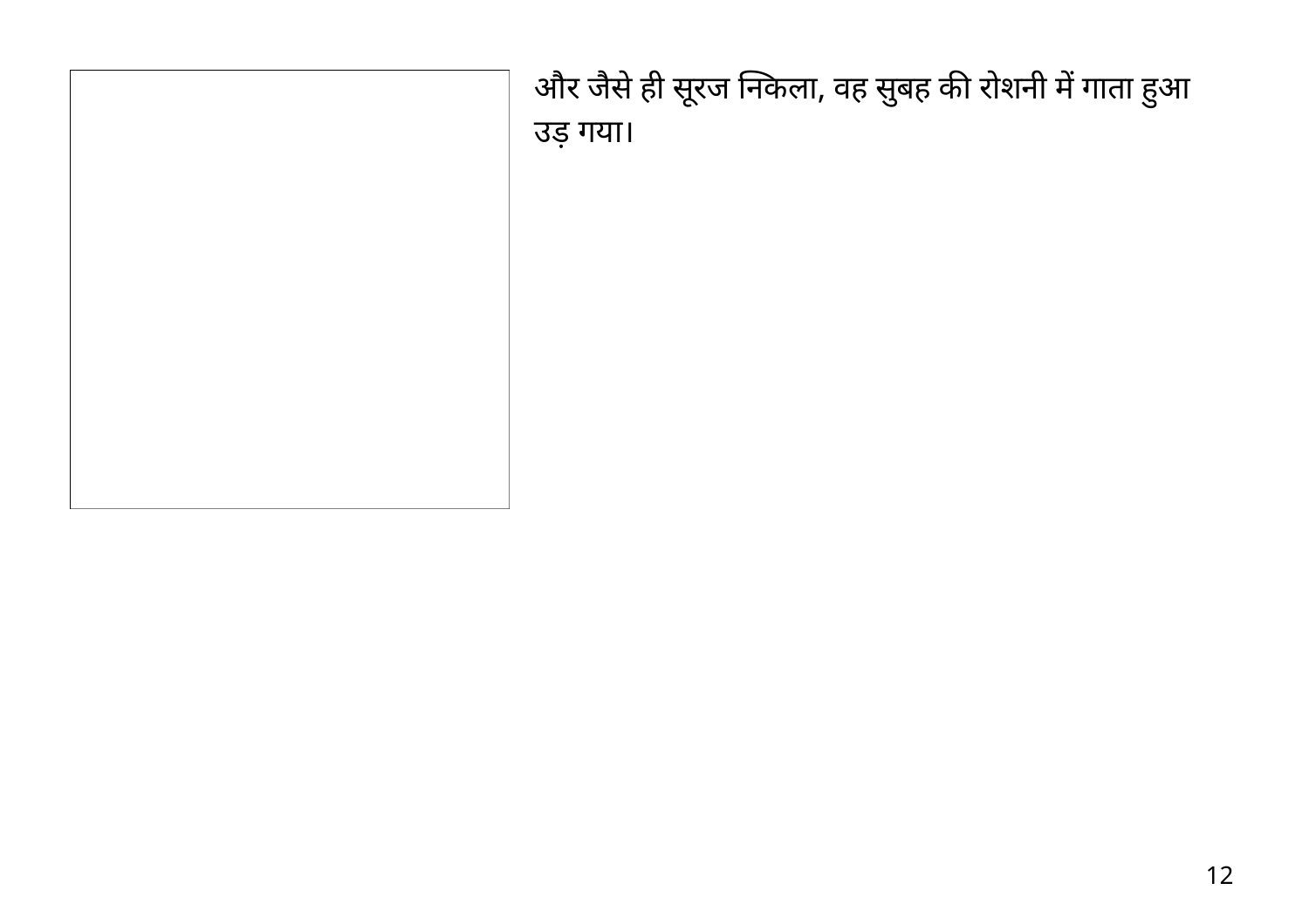और जैसे ही सूरज निकला, वह सुबह की रोशनी में गाता हुआ उड़ गया।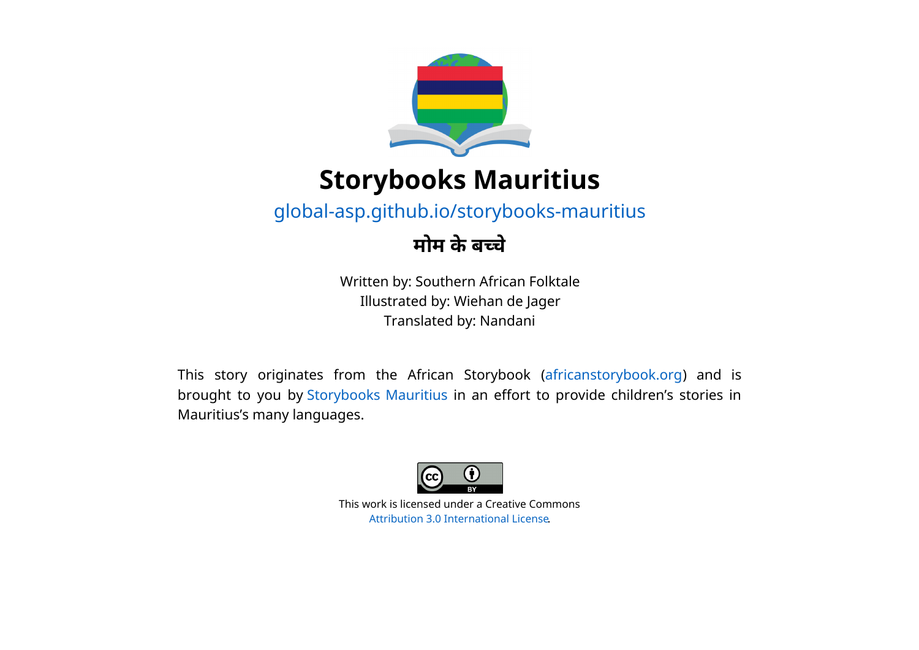# Storybooks Mauritius

global-asp.github.io/storybooks-mauritius

## मोम के बच्चे

Written by: Southern African Folktale
Illustrated by: Wiehan de Jager
Translated by: Nandani

This story originates from the African Storybook (africanstorybook.org) and is brought to you by Storybooks Mauritius in an effort to provide children's stories in Mauritius's many languages.

This work is licensed under a Creative Commons Attribution 3.0 International License.